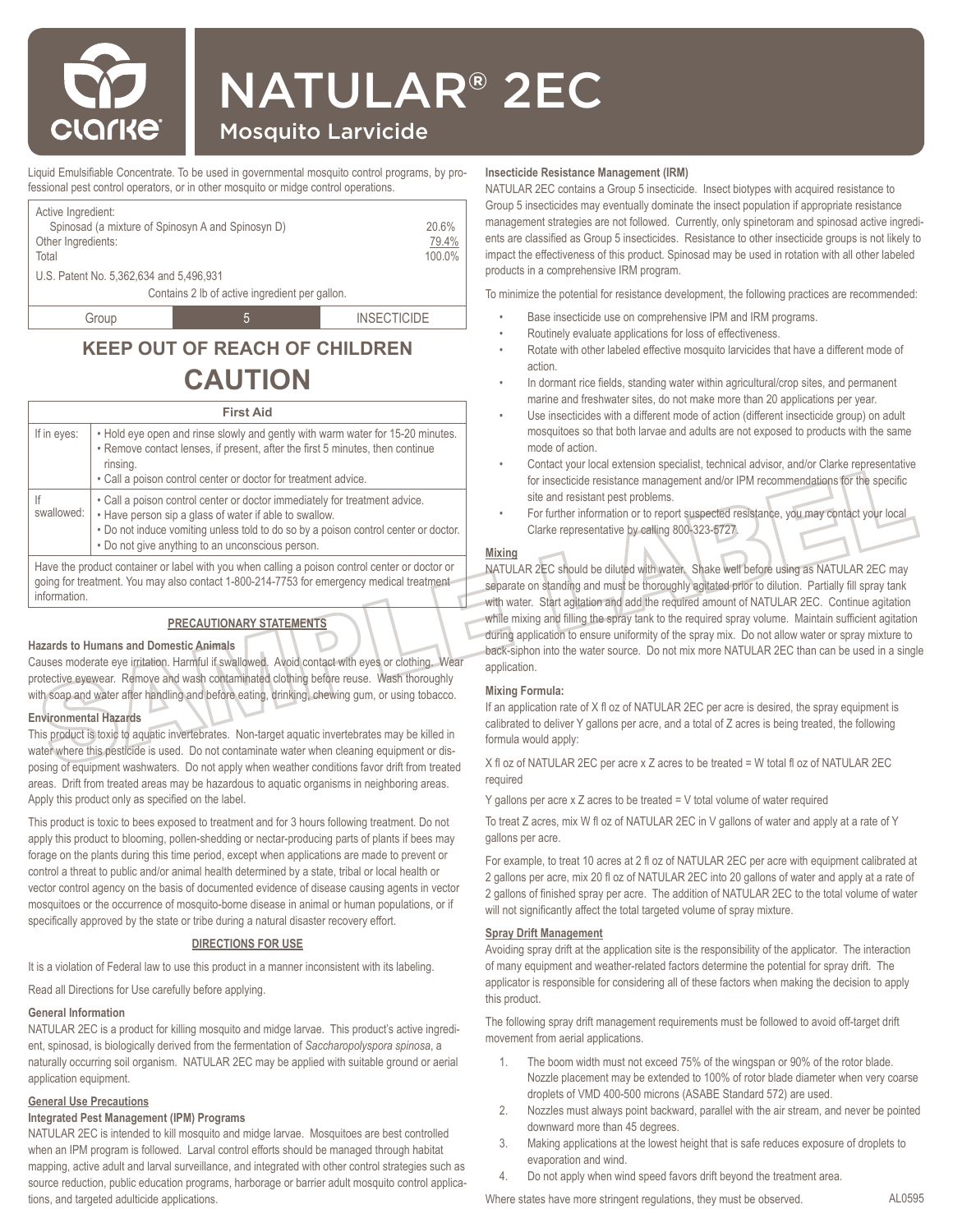# NATULAR® 2EC

## Mosquito Larvicide

Liquid Emulsifiable Concentrate. To be used in governmental mosquito control programs, by professional pest control operators, or in other mosquito or midge control operations.

| Active Ingredient: | |
|---|---|
| Spinosad (a mixture of Spinosyn A and Spinosyn D) | 20.6% |
| Other Ingredients: | 79.4% |
| Total | 100.0% |

U.S. Patent No. 5,362,634 and 5,496,931

Contains 2 lb of active ingredient per gallon.

| Group | 5 | INSECTICIDE |
|---|---|---|

## KEEP OUT OF REACH OF CHILDREN

## CAUTION

| First Aid | |
|---|---|
| If in eyes: | • Hold eye open and rinse slowly and gently with warm water for 15-20 minutes. • Remove contact lenses, if present, after the first 5 minutes, then continue rinsing. • Call a poison control center or doctor for treatment advice. |
| If swallowed: | • Call a poison control center or doctor immediately for treatment advice. • Have person sip a glass of water if able to swallow. • Do not induce vomiting unless told to do so by a poison control center or doctor. • Do not give anything to an unconscious person. |
| Have the product container or label with you when calling a poison control center or doctor or going for treatment. You may also contact 1-800-214-7753 for emergency medical treatment information. | |

### PRECAUTIONARY STATEMENTS

**Hazards to Humans and Domestic Animals**

Causes moderate eye irritation. Harmful if swallowed. Avoid contact with eyes or clothing. Wear protective eyewear. Remove and wash contaminated clothing before reuse. Wash thoroughly with soap and water after handling and before eating, drinking, chewing gum, or using tobacco.

**Environmental Hazards**

This product is toxic to aquatic invertebrates. Non-target aquatic invertebrates may be killed in water where this pesticide is used. Do not contaminate water when cleaning equipment or disposing of equipment washwaters. Do not apply when weather conditions favor drift from treated areas. Drift from treated areas may be hazardous to aquatic organisms in neighboring areas. Apply this product only as specified on the label.

This product is toxic to bees exposed to treatment and for 3 hours following treatment. Do not apply this product to blooming, pollen-shedding or nectar-producing parts of plants if bees may forage on the plants during this time period, except when applications are made to prevent or control a threat to public and/or animal health determined by a state, tribal or local health or vector control agency on the basis of documented evidence of disease causing agents in vector mosquitoes or the occurrence of mosquito-borne disease in animal or human populations, or if specifically approved by the state or tribe during a natural disaster recovery effort.

### DIRECTIONS FOR USE

It is a violation of Federal law to use this product in a manner inconsistent with its labeling.

Read all Directions for Use carefully before applying.

**General Information**

NATULAR 2EC is a product for killing mosquito and midge larvae. This product's active ingredient, spinosad, is biologically derived from the fermentation of *Saccharopolyspora spinosa*, a naturally occurring soil organism. NATULAR 2EC may be applied with suitable ground or aerial application equipment.

**General Use Precautions**

**Integrated Pest Management (IPM) Programs**

NATULAR 2EC is intended to kill mosquito and midge larvae. Mosquitoes are best controlled when an IPM program is followed. Larval control efforts should be managed through habitat mapping, active adult and larval surveillance, and integrated with other control strategies such as source reduction, public education programs, harborage or barrier adult mosquito control applications, and targeted adulticide applications.

**Insecticide Resistance Management (IRM)**

NATULAR 2EC contains a Group 5 insecticide. Insect biotypes with acquired resistance to Group 5 insecticides may eventually dominate the insect population if appropriate resistance management strategies are not followed. Currently, only spinetoram and spinosad active ingredients are classified as Group 5 insecticides. Resistance to other insecticide groups is not likely to impact the effectiveness of this product. Spinosad may be used in rotation with all other labeled products in a comprehensive IRM program.

To minimize the potential for resistance development, the following practices are recommended:

- Base insecticide use on comprehensive IPM and IRM programs.
- Routinely evaluate applications for loss of effectiveness.
- Rotate with other labeled effective mosquito larvicides that have a different mode of action.
- In dormant rice fields, standing water within agricultural/crop sites, and permanent marine and freshwater sites, do not make more than 20 applications per year.
- Use insecticides with a different mode of action (different insecticide group) on adult mosquitoes so that both larvae and adults are not exposed to products with the same mode of action.
- Contact your local extension specialist, technical advisor, and/or Clarke representative for insecticide resistance management and/or IPM recommendations for the specific site and resistant pest problems.
- For further information or to report suspected resistance, you may contact your local Clarke representative by calling 800-323-5727.

**Mixing**

NATULAR 2EC should be diluted with water. Shake well before using as NATULAR 2EC may separate on standing and must be thoroughly agitated prior to dilution. Partially fill spray tank with water. Start agitation and add the required amount of NATULAR 2EC. Continue agitation while mixing and filling the spray tank to the required spray volume. Maintain sufficient agitation during application to ensure uniformity of the spray mix. Do not allow water or spray mixture to back-siphon into the water source. Do not mix more NATULAR 2EC than can be used in a single application.

**Mixing Formula:**

If an application rate of X fl oz of NATULAR 2EC per acre is desired, the spray equipment is calibrated to deliver Y gallons per acre, and a total of Z acres is being treated, the following formula would apply:

X fl oz of NATULAR 2EC per acre x Z acres to be treated = W total fl oz of NATULAR 2EC required

Y gallons per acre x Z acres to be treated = V total volume of water required

To treat Z acres, mix W fl oz of NATULAR 2EC in V gallons of water and apply at a rate of Y gallons per acre.

For example, to treat 10 acres at 2 fl oz of NATULAR 2EC per acre with equipment calibrated at 2 gallons per acre, mix 20 fl oz of NATULAR 2EC into 20 gallons of water and apply at a rate of 2 gallons of finished spray per acre. The addition of NATULAR 2EC to the total volume of water will not significantly affect the total targeted volume of spray mixture.

**Spray Drift Management**

Avoiding spray drift at the application site is the responsibility of the applicator. The interaction of many equipment and weather-related factors determine the potential for spray drift. The applicator is responsible for considering all of these factors when making the decision to apply this product.

The following spray drift management requirements must be followed to avoid off-target drift movement from aerial applications.

1. The boom width must not exceed 75% of the wingspan or 90% of the rotor blade. Nozzle placement may be extended to 100% of rotor blade diameter when very coarse droplets of VMD 400-500 microns (ASABE Standard 572) are used.
2. Nozzles must always point backward, parallel with the air stream, and never be pointed downward more than 45 degrees.
3. Making applications at the lowest height that is safe reduces exposure of droplets to evaporation and wind.
4. Do not apply when wind speed favors drift beyond the treatment area.

Where states have more stringent regulations, they must be observed.

AL0595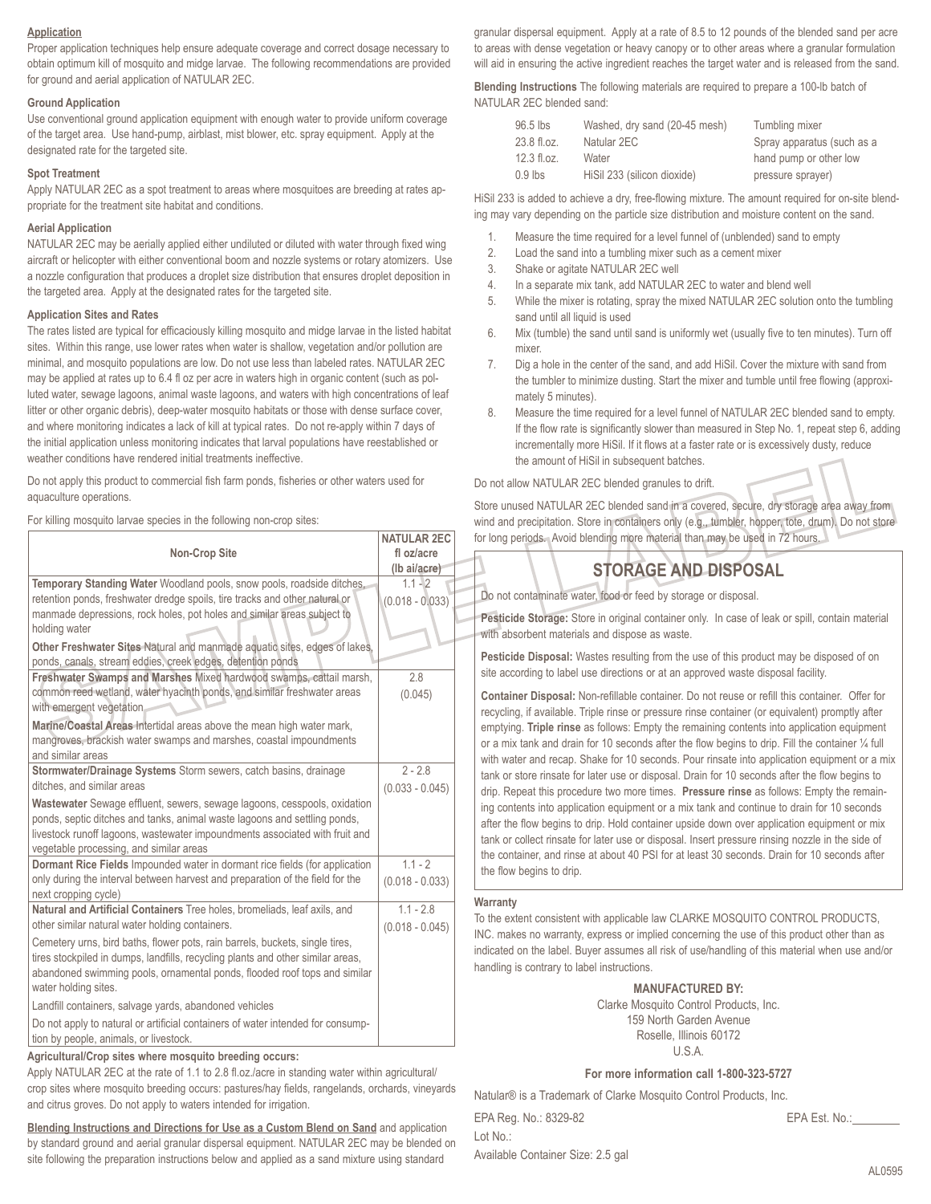## Application

Proper application techniques help ensure adequate coverage and correct dosage necessary to obtain optimum kill of mosquito and midge larvae. The following recommendations are provided for ground and aerial application of NATULAR 2EC.

### Ground Application

Use conventional ground application equipment with enough water to provide uniform coverage of the target area. Use hand-pump, airblast, mist blower, etc. spray equipment. Apply at the designated rate for the targeted site.

### Spot Treatment

Apply NATULAR 2EC as a spot treatment to areas where mosquitoes are breeding at rates appropriate for the treatment site habitat and conditions.

### Aerial Application

NATULAR 2EC may be aerially applied either undiluted or diluted with water through fixed wing aircraft or helicopter with either conventional boom and nozzle systems or rotary atomizers. Use a nozzle configuration that produces a droplet size distribution that ensures droplet deposition in the targeted area. Apply at the designated rates for the targeted site.

### Application Sites and Rates

The rates listed are typical for efficaciously killing mosquito and midge larvae in the listed habitat sites. Within this range, use lower rates when water is shallow, vegetation and/or pollution are minimal, and mosquito populations are low. Do not use less than labeled rates. NATULAR 2EC may be applied at rates up to 6.4 fl oz per acre in waters high in organic content (such as polluted water, sewage lagoons, animal waste lagoons, and waters with high concentrations of leaf litter or other organic debris), deep-water mosquito habitats or those with dense surface cover, and where monitoring indicates a lack of kill at typical rates. Do not re-apply within 7 days of the initial application unless monitoring indicates that larval populations have reestablished or weather conditions have rendered initial treatments ineffective.

Do not apply this product to commercial fish farm ponds, fisheries or other waters used for aquaculture operations.

For killing mosquito larvae species in the following non-crop sites:

| Non-Crop Site | NATULAR 2EC fl oz/acre (lb ai/acre) |
|---|---|
| **Temporary Standing Water** Woodland pools, snow pools, roadside ditches, retention ponds, freshwater dredge spoils, tire tracks and other natural or manmade depressions, rock holes, pot holes and similar areas subject to holding water<br>**Other Freshwater Sites** Natural and manmade aquatic sites, edges of lakes, ponds, canals, stream eddies, creek edges, detention ponds | 1.1 - 2 (0.018 - 0.033) |
| **Freshwater Swamps and Marshes** Mixed hardwood swamps, cattail marsh, common reed wetland, water hyacinth ponds, and similar freshwater areas with emergent vegetation<br>**Marine/Coastal Areas** Intertidal areas above the mean high water mark, mangroves, brackish water swamps and marshes, coastal impoundments and similar areas | 2.8 (0.045) |
| **Stormwater/Drainage Systems** Storm sewers, catch basins, drainage ditches, and similar areas<br>**Wastewater** Sewage effluent, sewers, sewage lagoons, cesspools, oxidation ponds, septic ditches and tanks, animal waste lagoons and settling ponds, livestock runoff lagoons, wastewater impoundments associated with fruit and vegetable processing, and similar areas | 2 - 2.8 (0.033 - 0.045) |
| **Dormant Rice Fields** Impounded water in dormant rice fields (for application only during the interval between harvest and preparation of the field for the next cropping cycle) | 1.1 - 2 (0.018 - 0.033) |
| **Natural and Artificial Containers** Tree holes, bromeliads, leaf axils, and other similar natural water holding containers.<br>Cemetery urns, bird baths, flower pots, rain barrels, buckets, single tires, tires stockpiled in dumps, landfills, recycling plants and other similar areas, abandoned swimming pools, ornamental ponds, flooded roof tops and similar water holding sites.<br>Landfill containers, salvage yards, abandoned vehicles<br>Do not apply to natural or artificial containers of water intended for consumption by people, animals, or livestock. | 1.1 - 2.8 (0.018 - 0.045) |

**Agricultural/Crop sites where mosquito breeding occurs:**

Apply NATULAR 2EC at the rate of 1.1 to 2.8 fl.oz./acre in standing water within agricultural/crop sites where mosquito breeding occurs: pastures/hay fields, rangelands, orchards, vineyards and citrus groves. Do not apply to waters intended for irrigation.

**Blending Instructions and Directions for Use as a Custom Blend on Sand** and application by standard ground and aerial granular dispersal equipment. NATULAR 2EC may be blended on site following the preparation instructions below and applied as a sand mixture using standard granular dispersal equipment. Apply at a rate of 8.5 to 12 pounds of the blended sand per acre to areas with dense vegetation or heavy canopy or to other areas where a granular formulation will aid in ensuring the active ingredient reaches the target water and is released from the sand.

**Blending Instructions** The following materials are required to prepare a 100-lb batch of NATULAR 2EC blended sand:

| | | |
|---|---|---|
| 96.5 lbs | Washed, dry sand (20-45 mesh) | Tumbling mixer |
| 23.8 fl.oz. | Natular 2EC | Spray apparatus (such as a |
| 12.3 fl.oz. | Water | hand pump or other low |
| 0.9 lbs | HiSil 233 (silicon dioxide) | pressure sprayer) |

HiSil 233 is added to achieve a dry, free-flowing mixture. The amount required for on-site blending may vary depending on the particle size distribution and moisture content on the sand.

1. Measure the time required for a level funnel of (unblended) sand to empty
2. Load the sand into a tumbling mixer such as a cement mixer
3. Shake or agitate NATULAR 2EC well
4. In a separate mix tank, add NATULAR 2EC to water and blend well
5. While the mixer is rotating, spray the mixed NATULAR 2EC solution onto the tumbling sand until all liquid is used
6. Mix (tumble) the sand until sand is uniformly wet (usually five to ten minutes). Turn off mixer.
7. Dig a hole in the center of the sand, and add HiSil. Cover the mixture with sand from the tumbler to minimize dusting. Start the mixer and tumble until free flowing (approximately 5 minutes).
8. Measure the time required for a level funnel of NATULAR 2EC blended sand to empty. If the flow rate is significantly slower than measured in Step No. 1, repeat step 6, adding incrementally more HiSil. If it flows at a faster rate or is excessively dusty, reduce the amount of HiSil in subsequent batches.

Do not allow NATULAR 2EC blended granules to drift.

Store unused NATULAR 2EC blended sand in a covered, secure, dry storage area away from wind and precipitation. Store in containers only (e.g., tumbler, hopper, tote, drum). Do not store for long periods. Avoid blending more material than may be used in 72 hours.

## STORAGE AND DISPOSAL

Do not contaminate water, food or feed by storage or disposal.

**Pesticide Storage:** Store in original container only. In case of leak or spill, contain material with absorbent materials and dispose as waste.

**Pesticide Disposal:** Wastes resulting from the use of this product may be disposed of on site according to label use directions or at an approved waste disposal facility.

**Container Disposal:** Non-refillable container. Do not reuse or refill this container. Offer for recycling, if available. Triple rinse or pressure rinse container (or equivalent) promptly after emptying. **Triple rinse** as follows: Empty the remaining contents into application equipment or a mix tank and drain for 10 seconds after the flow begins to drip. Fill the container ¼ full with water and recap. Shake for 10 seconds. Pour rinsate into application equipment or a mix tank or store rinsate for later use or disposal. Drain for 10 seconds after the flow begins to drip. Repeat this procedure two more times. **Pressure rinse** as follows: Empty the remaining contents into application equipment or a mix tank and continue to drain for 10 seconds after the flow begins to drip. Hold container upside down over application equipment or mix tank or collect rinsate for later use or disposal. Insert pressure rinsing nozzle in the side of the container, and rinse at about 40 PSI for at least 30 seconds. Drain for 10 seconds after the flow begins to drip.

### Warranty

To the extent consistent with applicable law CLARKE MOSQUITO CONTROL PRODUCTS, INC. makes no warranty, express or implied concerning the use of this product other than as indicated on the label. Buyer assumes all risk of use/handling of this material when use and/or handling is contrary to label instructions.

**MANUFACTURED BY:**

Clarke Mosquito Control Products, Inc.
159 North Garden Avenue
Roselle, Illinois 60172
U.S.A.

**For more information call 1-800-323-5727**

Natular® is a Trademark of Clarke Mosquito Control Products, Inc.

EPA Reg. No.: 8329-82 EPA Est. No.:________

Lot No.:

Available Container Size: 2.5 gal

AL0595